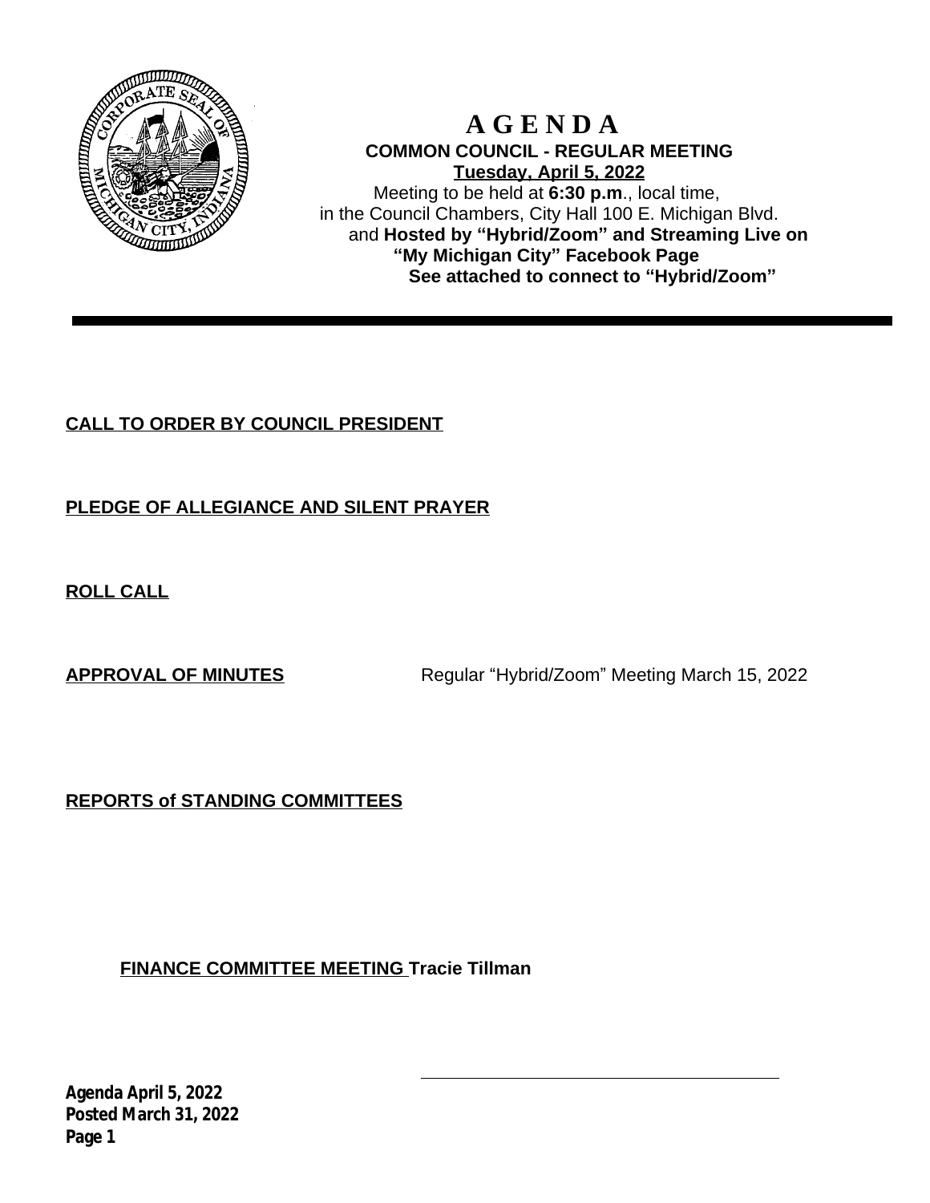# A G E N D A

**COMMON COUNCIL - REGULAR MEETING**

**Tuesday, April 5, 2022**

Meeting to be held at **6:30 p.m**., local time,
in the Council Chambers, City Hall 100 E. Michigan Blvd.
and **Hosted by "Hybrid/Zoom" and Streaming Live on "My Michigan City" Facebook Page**

**See attached to connect to "Hybrid/Zoom"**

**CALL TO ORDER BY COUNCIL PRESIDENT**

**PLEDGE OF ALLEGIANCE AND SILENT PRAYER**

**ROLL CALL**

**APPROVAL OF MINUTES** Regular "Hybrid/Zoom" Meeting March 15, 2022

**REPORTS of STANDING COMMITTEES**

**FINANCE COMMITTEE MEETING Tracie Tillman**

**Agenda April 5, 2022**
**Posted March 31, 2022**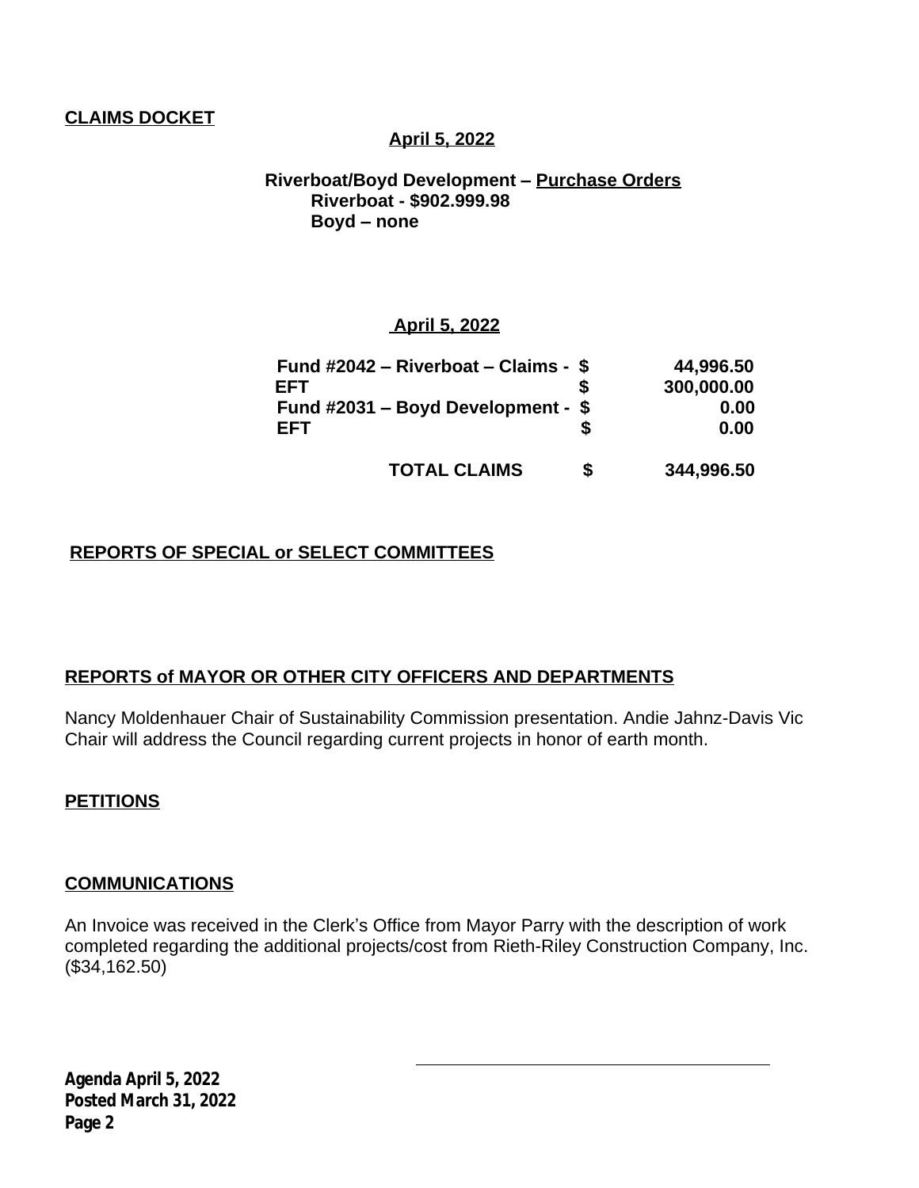**CLAIMS DOCKET**

**April 5, 2022**

**Riverboat/Boyd Development – Purchase Orders**
**Riverboat - $902.999.98**
**Boyd – none**

**April 5, 2022**

| | | |
|---|---|---|
| **Fund #2042 – Riverboat – Claims -** | **$** | **44,996.50** |
| **EFT** | **$** | **300,000.00** |
| **Fund #2031 – Boyd Development -** | **$** | **0.00** |
| **EFT** | **$** | **0.00** |
| **TOTAL CLAIMS** | **$** | **344,996.50** |

**REPORTS OF SPECIAL or SELECT COMMITTEES**

**REPORTS of MAYOR OR OTHER CITY OFFICERS AND DEPARTMENTS**

Nancy Moldenhauer Chair of Sustainability Commission presentation. Andie Jahnz-Davis Vic Chair will address the Council regarding current projects in honor of earth month.

**PETITIONS**

**COMMUNICATIONS**

An Invoice was received in the Clerk's Office from Mayor Parry with the description of work completed regarding the additional projects/cost from Rieth-Riley Construction Company, Inc. ($34,162.50)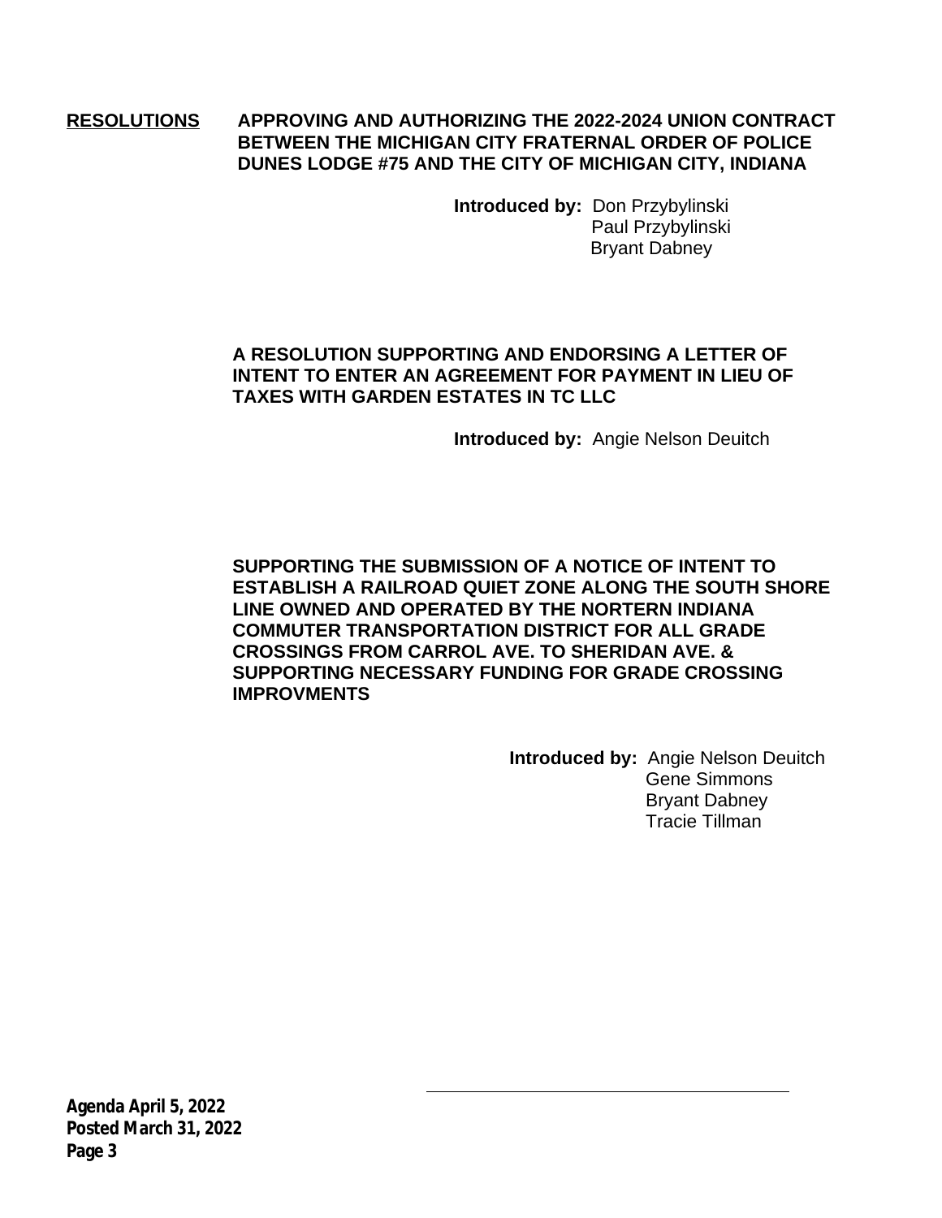## RESOLUTIONS

**APPROVING AND AUTHORIZING THE 2022-2024 UNION CONTRACT BETWEEN THE MICHIGAN CITY FRATERNAL ORDER OF POLICE DUNES LODGE #75 AND THE CITY OF MICHIGAN CITY, INDIANA**

**Introduced by:** Don Przybylinski
Paul Przybylinski
Bryant Dabney

**A RESOLUTION SUPPORTING AND ENDORSING A LETTER OF INTENT TO ENTER AN AGREEMENT FOR PAYMENT IN LIEU OF TAXES WITH GARDEN ESTATES IN TC LLC**

**Introduced by:** Angie Nelson Deuitch

**SUPPORTING THE SUBMISSION OF A NOTICE OF INTENT TO ESTABLISH A RAILROAD QUIET ZONE ALONG THE SOUTH SHORE LINE OWNED AND OPERATED BY THE NORTERN INDIANA COMMUTER TRANSPORTATION DISTRICT FOR ALL GRADE CROSSINGS FROM CARROL AVE. TO SHERIDAN AVE. & SUPPORTING NECESSARY FUNDING FOR GRADE CROSSING IMPROVMENTS**

**Introduced by:** Angie Nelson Deuitch
Gene Simmons
Bryant Dabney
Tracie Tillman

**Agenda April 5, 2022**
**Posted March 31, 2022**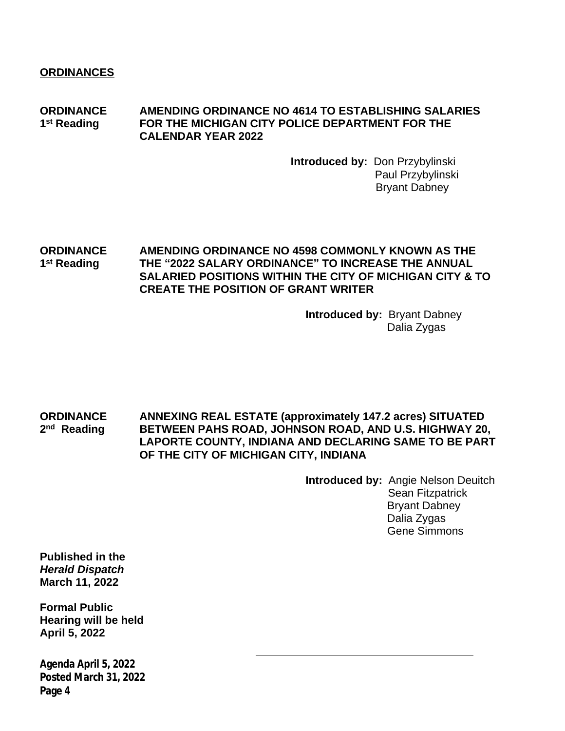## ORDINANCES

**ORDINANCE 1st Reading** — **AMENDING ORDINANCE NO 4614 TO ESTABLISHING SALARIES FOR THE MICHIGAN CITY POLICE DEPARTMENT FOR THE CALENDAR YEAR 2022**

**Introduced by:** Don Przybylinski
Paul Przybylinski
Bryant Dabney

**ORDINANCE 1st Reading** — **AMENDING ORDINANCE NO 4598 COMMONLY KNOWN AS THE THE "2022 SALARY ORDINANCE" TO INCREASE THE ANNUAL SALARIED POSITIONS WITHIN THE CITY OF MICHIGAN CITY & TO CREATE THE POSITION OF GRANT WRITER**

**Introduced by:** Bryant Dabney
Dalia Zygas

**ORDINANCE 2nd Reading** — **ANNEXING REAL ESTATE (approximately 147.2 acres) SITUATED BETWEEN PAHS ROAD, JOHNSON ROAD, AND U.S. HIGHWAY 20, LAPORTE COUNTY, INDIANA AND DECLARING SAME TO BE PART OF THE CITY OF MICHIGAN CITY, INDIANA**

**Introduced by:** Angie Nelson Deuitch
Sean Fitzpatrick
Bryant Dabney
Dalia Zygas
Gene Simmons

**Published in the**
***Herald Dispatch***
**March 11, 2022**

**Formal Public Hearing will be held April 5, 2022**

**Agenda April 5, 2022**
**Posted March 31, 2022**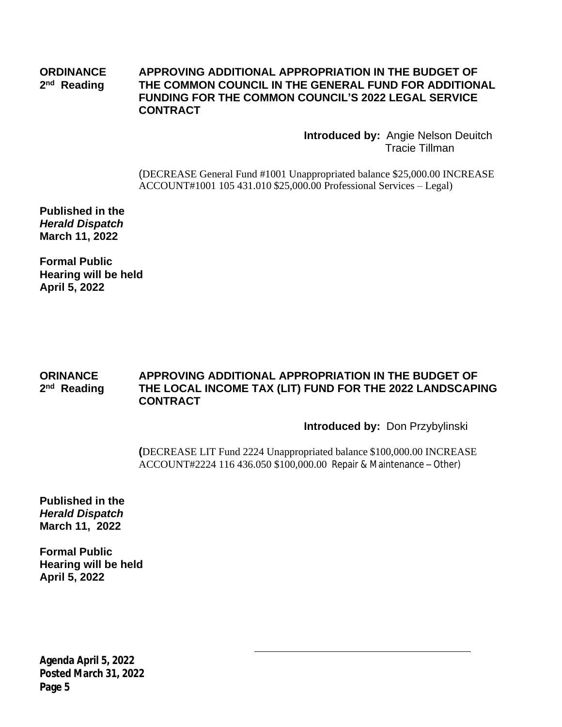**ORDINANCE 2nd Reading**

**APPROVING ADDITIONAL APPROPRIATION IN THE BUDGET OF THE COMMON COUNCIL IN THE GENERAL FUND FOR ADDITIONAL FUNDING FOR THE COMMON COUNCIL'S 2022 LEGAL SERVICE CONTRACT**

**Introduced by:** Angie Nelson Deuitch
Tracie Tillman

(DECREASE General Fund #1001 Unappropriated balance $25,000.00 INCREASE ACCOUNT#1001 105 431.010 $25,000.00 Professional Services – Legal)

**Published in the *Herald Dispatch* March 11, 2022**

**Formal Public Hearing will be held April 5, 2022**

**ORINANCE 2nd Reading**

**APPROVING ADDITIONAL APPROPRIATION IN THE BUDGET OF THE LOCAL INCOME TAX (LIT) FUND FOR THE 2022 LANDSCAPING CONTRACT**

**Introduced by:** Don Przybylinski

**(**DECREASE LIT Fund 2224 Unappropriated balance $100,000.00 INCREASE ACCOUNT#2224 116 436.050 $100,000.00 Repair & Maintenance – Other)

**Published in the *Herald Dispatch* March 11, 2022**

**Formal Public Hearing will be held April 5, 2022**

**Agenda April 5, 2022**
**Posted March 31, 2022**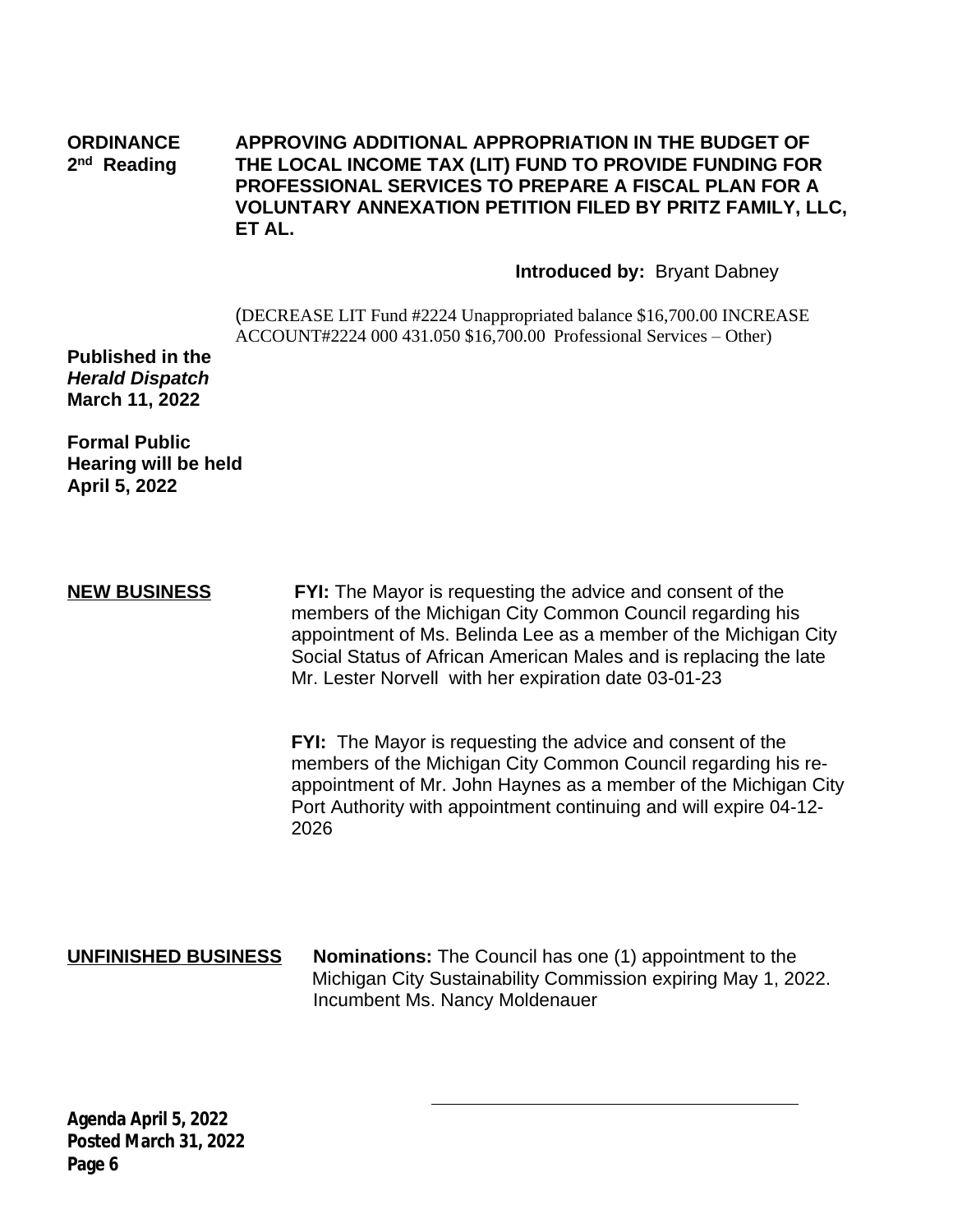**ORDINANCE 2nd Reading**

**APPROVING ADDITIONAL APPROPRIATION IN THE BUDGET OF THE LOCAL INCOME TAX (LIT) FUND TO PROVIDE FUNDING FOR PROFESSIONAL SERVICES TO PREPARE A FISCAL PLAN FOR A VOLUNTARY ANNEXATION PETITION FILED BY PRITZ FAMILY, LLC, ET AL.**

**Introduced by:** Bryant Dabney

(DECREASE LIT Fund #2224 Unappropriated balance $16,700.00 INCREASE ACCOUNT#2224 000 431.050 $16,700.00 Professional Services – Other)

**Published in the *Herald Dispatch* March 11, 2022**

**Formal Public Hearing will be held April 5, 2022**

**NEW BUSINESS**

**FYI:** The Mayor is requesting the advice and consent of the members of the Michigan City Common Council regarding his appointment of Ms. Belinda Lee as a member of the Michigan City Social Status of African American Males and is replacing the late Mr. Lester Norvell with her expiration date 03-01-23

**FYI:** The Mayor is requesting the advice and consent of the members of the Michigan City Common Council regarding his re-appointment of Mr. John Haynes as a member of the Michigan City Port Authority with appointment continuing and will expire 04-12-2026

**UNFINISHED BUSINESS**

**Nominations:** The Council has one (1) appointment to the Michigan City Sustainability Commission expiring May 1, 2022. Incumbent Ms. Nancy Moldenauer

**Agenda April 5, 2022**
**Posted March 31, 2022**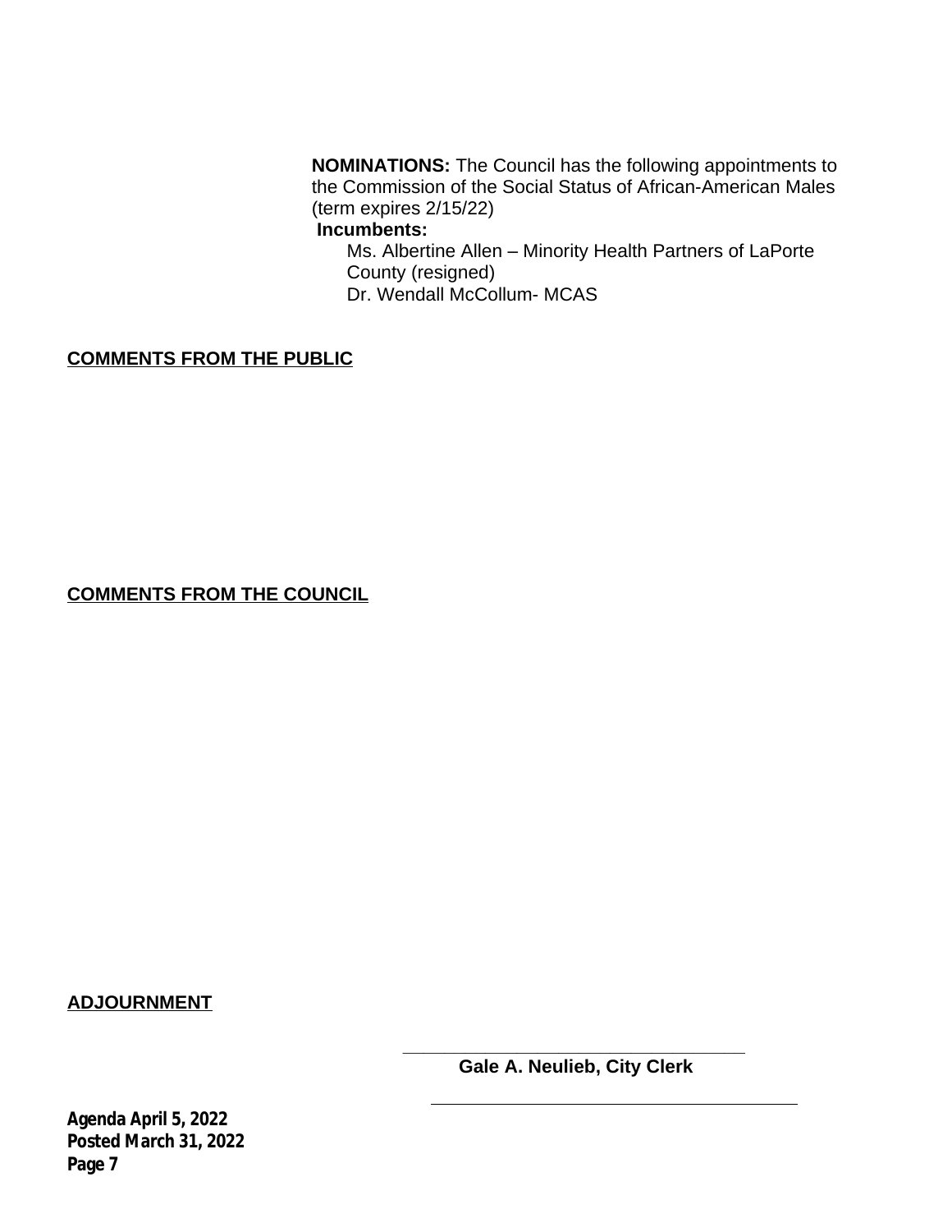**NOMINATIONS:** The Council has the following appointments to the Commission of the Social Status of African-American Males (term expires 2/15/22)

**Incumbents:**

Ms. Albertine Allen – Minority Health Partners of LaPorte County (resigned)
Dr. Wendall McCollum- MCAS

**COMMENTS FROM THE PUBLIC**

**COMMENTS FROM THE COUNCIL**

**ADJOURNMENT**

\_\_\_\_\_\_\_\_\_\_\_\_\_\_\_\_\_\_\_\_\_\_\_\_\_\_\_\_\_\_\_\_\_\_\_\_\_\_\_\_
**Gale A. Neulieb, City Clerk**

\_\_\_\_\_\_\_\_\_\_\_\_\_\_\_\_\_\_\_\_\_\_\_\_\_\_\_\_\_\_\_\_\_\_\_\_\_\_\_\_

**Agenda April 5, 2022**
**Posted March 31, 2022**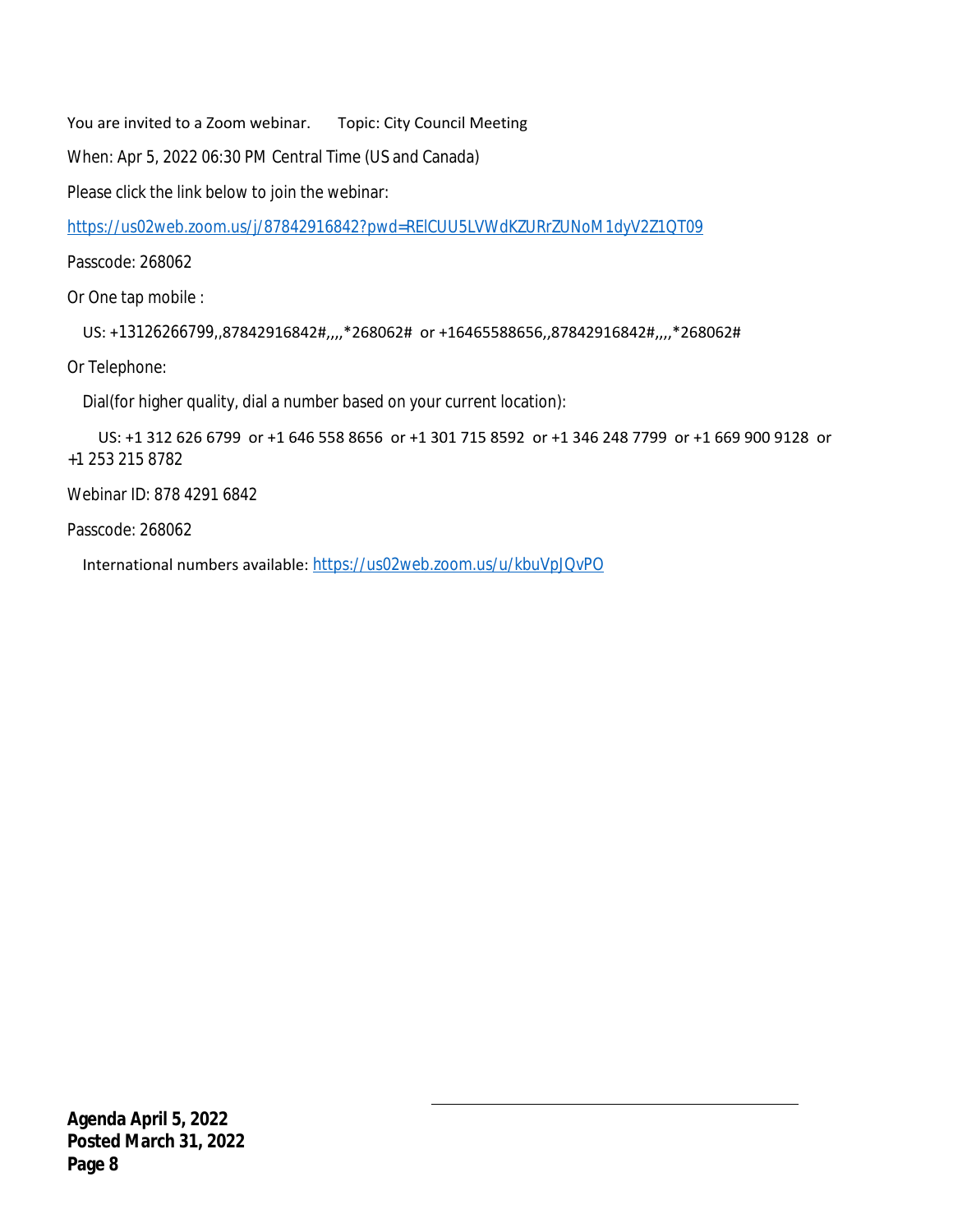You are invited to a Zoom webinar. Topic: City Council Meeting

When: Apr 5, 2022 06:30 PM Central Time (US and Canada)

Please click the link below to join the webinar:

https://us02web.zoom.us/j/87842916842?pwd=REICUU5LVWdKZURrZUNoM1dyV2Z1QT09

Passcode: 268062

Or One tap mobile :

US: +13126266799,,87842916842#,,,,*268062# or +16465588656,,87842916842#,,,,*268062#

Or Telephone:

Dial(for higher quality, dial a number based on your current location):

US: +1 312 626 6799 or +1 646 558 8656 or +1 301 715 8592 or +1 346 248 7799 or +1 669 900 9128 or +1 253 215 8782

Webinar ID: 878 4291 6842

Passcode: 268062

International numbers available: https://us02web.zoom.us/u/kbuVpJQvPO

**Agenda April 5, 2022**
**Posted March 31, 2022**